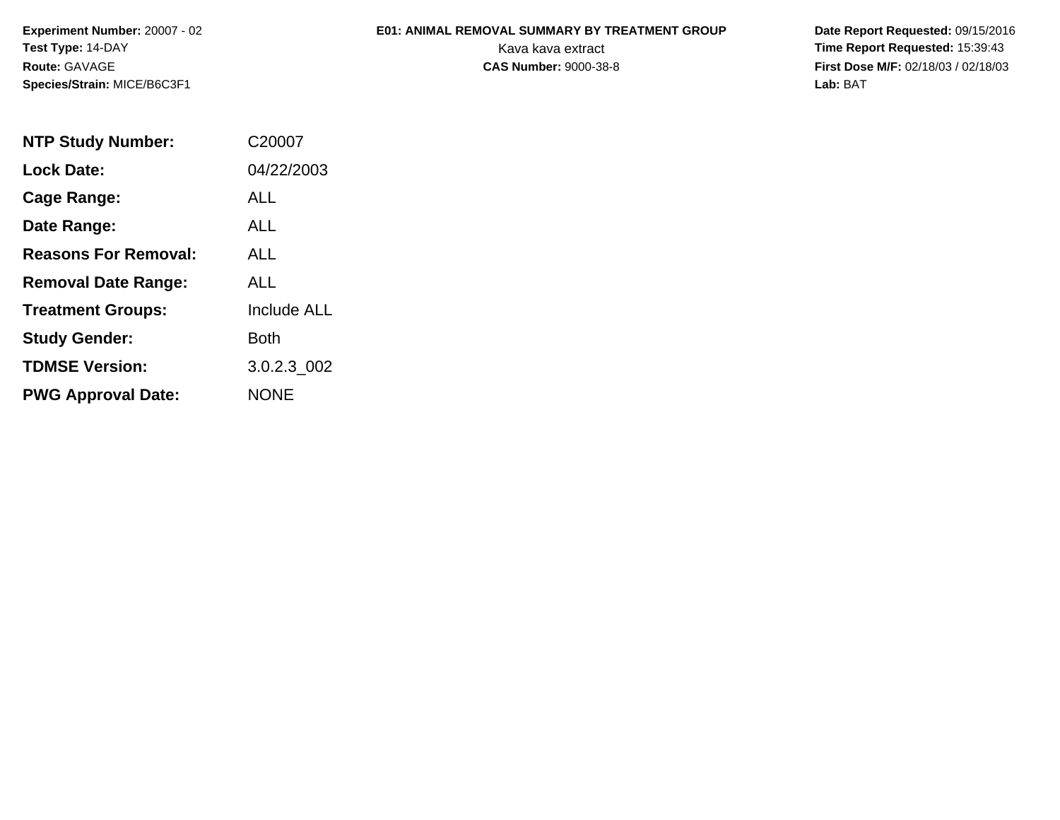**Experiment Number:** 20007 - 02
**Test Type:** 14-DAY
**Route:** GAVAGE
**Species/Strain:** MICE/B6C3F1

**E01: ANIMAL REMOVAL SUMMARY BY TREATMENT GROUP**
Kava kava extract
**CAS Number:** 9000-38-8

**Date Report Requested:** 09/15/2016
**Time Report Requested:** 15:39:43
**First Dose M/F:** 02/18/03 / 02/18/03
**Lab:** BAT

| | |
|---|---|
| **NTP Study Number:** | C20007 |
| **Lock Date:** | 04/22/2003 |
| **Cage Range:** | ALL |
| **Date Range:** | ALL |
| **Reasons For Removal:** | ALL |
| **Removal Date Range:** | ALL |
| **Treatment Groups:** | Include ALL |
| **Study Gender:** | Both |
| **TDMSE Version:** | 3.0.2.3_002 |
| **PWG Approval Date:** | NONE |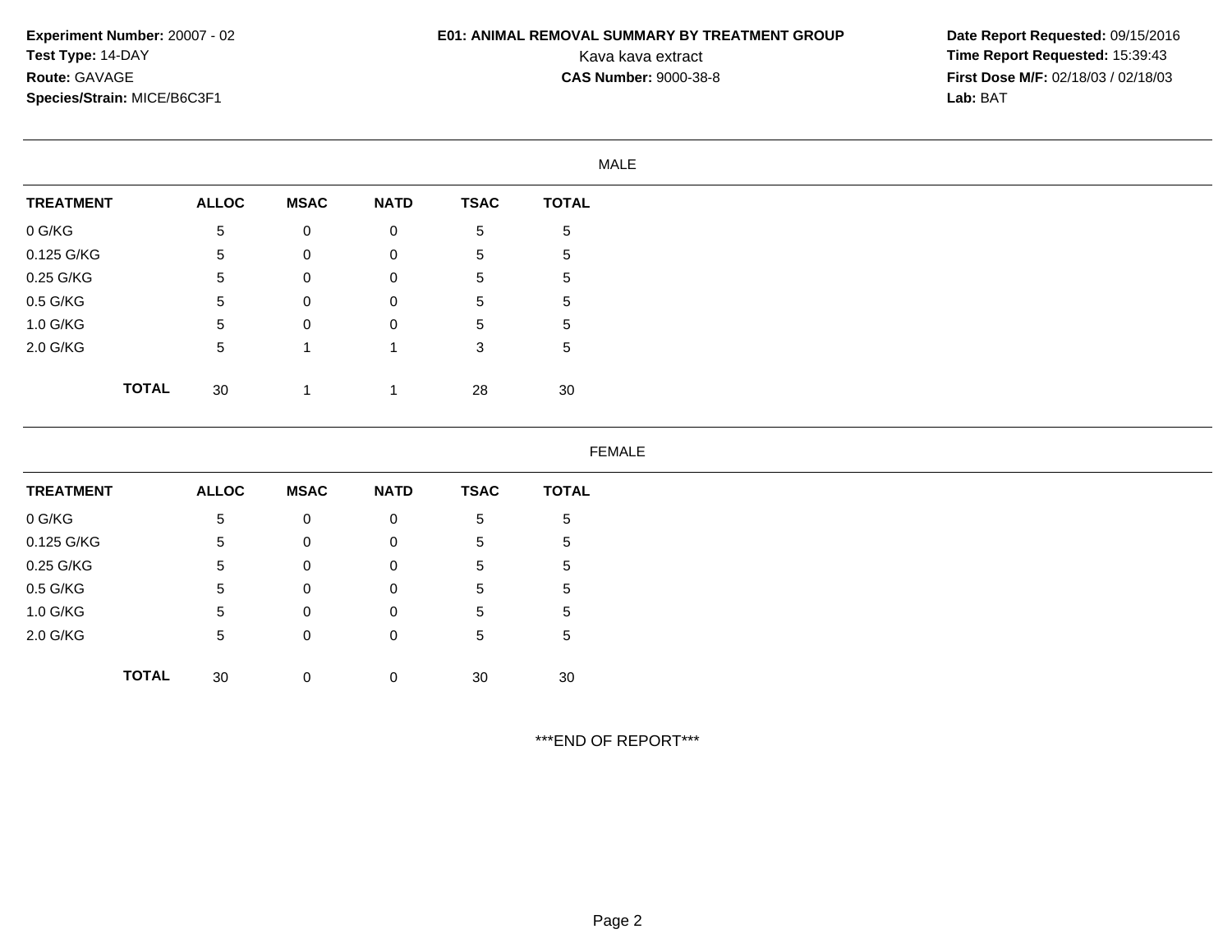**Experiment Number:** 20007 - 02
**Test Type:** 14-DAY
**Route:** GAVAGE
**Species/Strain:** MICE/B6C3F1

**E01: ANIMAL REMOVAL SUMMARY BY TREATMENT GROUP**
Kava kava extract
**CAS Number:** 9000-38-8

**Date Report Requested:** 09/15/2016
**Time Report Requested:** 15:39:43
**First Dose M/F:** 02/18/03 / 02/18/03
**Lab:** BAT

MALE

| TREATMENT | ALLOC | MSAC | NATD | TSAC | TOTAL |
|---|---|---|---|---|---|
| 0 G/KG | 5 | 0 | 0 | 5 | 5 |
| 0.125 G/KG | 5 | 0 | 0 | 5 | 5 |
| 0.25 G/KG | 5 | 0 | 0 | 5 | 5 |
| 0.5 G/KG | 5 | 0 | 0 | 5 | 5 |
| 1.0 G/KG | 5 | 0 | 0 | 5 | 5 |
| 2.0 G/KG | 5 | 1 | 1 | 3 | 5 |
| **TOTAL** | 30 | 1 | 1 | 28 | 30 |

FEMALE

| TREATMENT | ALLOC | MSAC | NATD | TSAC | TOTAL |
|---|---|---|---|---|---|
| 0 G/KG | 5 | 0 | 0 | 5 | 5 |
| 0.125 G/KG | 5 | 0 | 0 | 5 | 5 |
| 0.25 G/KG | 5 | 0 | 0 | 5 | 5 |
| 0.5 G/KG | 5 | 0 | 0 | 5 | 5 |
| 1.0 G/KG | 5 | 0 | 0 | 5 | 5 |
| 2.0 G/KG | 5 | 0 | 0 | 5 | 5 |
| **TOTAL** | 30 | 0 | 0 | 30 | 30 |

***END OF REPORT***